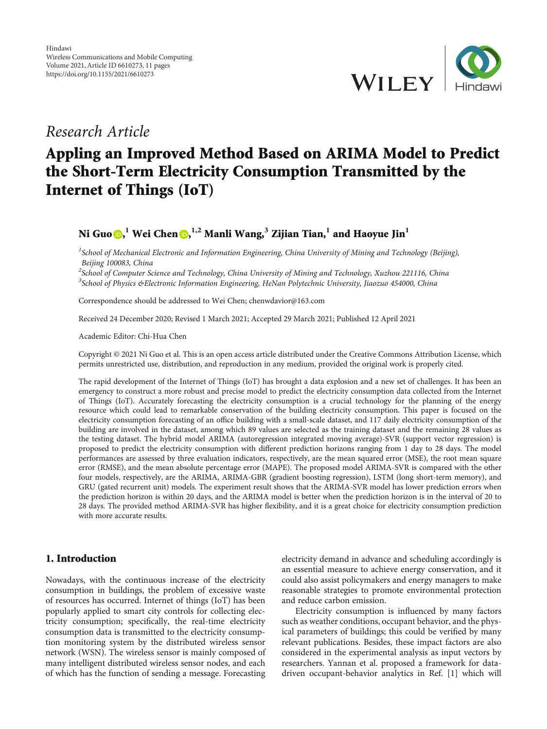Research Article

# Appling an Improved Method Based on ARIMA Model to Predict the Short-Term Electricity Consumption Transmitted by the Internet of Things (IoT)

**Ni Guo**,[1] **Wei Chen**,[1,2] **Manli Wang**,[3] **Zijian Tian**,[1] **and Haoyue Jin**[1]

[1]*School of Mechanical Electronic and Information Engineering, China University of Mining and Technology (Beijing), Beijing 100083, China*
[2]*School of Computer Science and Technology, China University of Mining and Technology, Xuzhou 221116, China*
[3]*School of Physics &Electronic Information Engineering, HeNan Polytechnic University, Jiaozuo 454000, China*

Correspondence should be addressed to Wei Chen; chenwdavior@163.com

Received 24 December 2020; Revised 1 March 2021; Accepted 29 March 2021; Published 12 April 2021

Academic Editor: Chi-Hua Chen

Copyright © 2021 Ni Guo et al. This is an open access article distributed under the Creative Commons Attribution License, which permits unrestricted use, distribution, and reproduction in any medium, provided the original work is properly cited.

The rapid development of the Internet of Things (IoT) has brought a data explosion and a new set of challenges. It has been an emergency to construct a more robust and precise model to predict the electricity consumption data collected from the Internet of Things (IoT). Accurately forecasting the electricity consumption is a crucial technology for the planning of the energy resource which could lead to remarkable conservation of the building electricity consumption. This paper is focused on the electricity consumption forecasting of an office building with a small-scale dataset, and 117 daily electricity consumption of the building are involved in the dataset, among which 89 values are selected as the training dataset and the remaining 28 values as the testing dataset. The hybrid model ARIMA (autoregression integrated moving average)-SVR (support vector regression) is proposed to predict the electricity consumption with different prediction horizons ranging from 1 day to 28 days. The model performances are assessed by three evaluation indicators, respectively, are the mean squared error (MSE), the root mean square error (RMSE), and the mean absolute percentage error (MAPE). The proposed model ARIMA-SVR is compared with the other four models, respectively, are the ARIMA, ARIMA-GBR (gradient boosting regression), LSTM (long short-term memory), and GRU (gated recurrent unit) models. The experiment result shows that the ARIMA-SVR model has lower prediction errors when the prediction horizon is within 20 days, and the ARIMA model is better when the prediction horizon is in the interval of 20 to 28 days. The provided method ARIMA-SVR has higher flexibility, and it is a great choice for electricity consumption prediction with more accurate results.

## 1. Introduction

Nowadays, with the continuous increase of the electricity consumption in buildings, the problem of excessive waste of resources has occurred. Internet of things (IoT) has been popularly applied to smart city controls for collecting electricity consumption; specifically, the real-time electricity consumption data is transmitted to the electricity consumption monitoring system by the distributed wireless sensor network (WSN). The wireless sensor is mainly composed of many intelligent distributed wireless sensor nodes, and each of which has the function of sending a message. Forecasting electricity demand in advance and scheduling accordingly is an essential measure to achieve energy conservation, and it could also assist policymakers and energy managers to make reasonable strategies to promote environmental protection and reduce carbon emission.

Electricity consumption is influenced by many factors such as weather conditions, occupant behavior, and the physical parameters of buildings; this could be verified by many relevant publications. Besides, these impact factors are also considered in the experimental analysis as input vectors by researchers. Yannan et al. proposed a framework for data-driven occupant-behavior analytics in Ref. [1] which will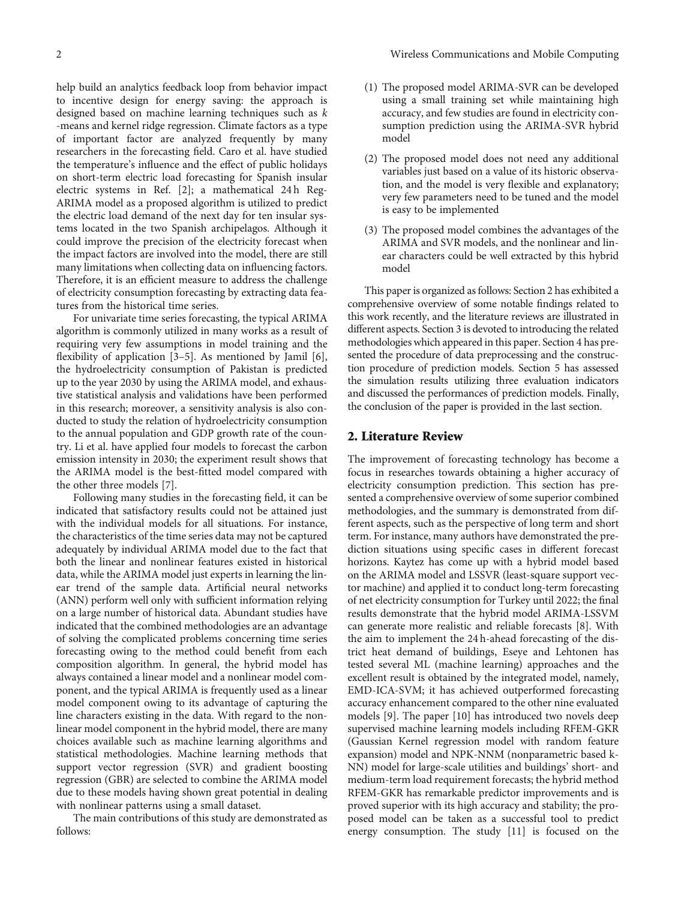help build an analytics feedback loop from behavior impact to incentive design for energy saving: the approach is designed based on machine learning techniques such as $k$ -means and kernel ridge regression. Climate factors as a type of important factor are analyzed frequently by many researchers in the forecasting field. Caro et al. have studied the temperature's influence and the effect of public holidays on short-term electric load forecasting for Spanish insular electric systems in Ref. [2]; a mathematical 24 h Reg-ARIMA model as a proposed algorithm is utilized to predict the electric load demand of the next day for ten insular systems located in the two Spanish archipelagos. Although it could improve the precision of the electricity forecast when the impact factors are involved into the model, there are still many limitations when collecting data on influencing factors. Therefore, it is an efficient measure to address the challenge of electricity consumption forecasting by extracting data features from the historical time series.

For univariate time series forecasting, the typical ARIMA algorithm is commonly utilized in many works as a result of requiring very few assumptions in model training and the flexibility of application [3–5]. As mentioned by Jamil [6], the hydroelectricity consumption of Pakistan is predicted up to the year 2030 by using the ARIMA model, and exhaustive statistical analysis and validations have been performed in this research; moreover, a sensitivity analysis is also conducted to study the relation of hydroelectricity consumption to the annual population and GDP growth rate of the country. Li et al. have applied four models to forecast the carbon emission intensity in 2030; the experiment result shows that the ARIMA model is the best-fitted model compared with the other three models [7].

Following many studies in the forecasting field, it can be indicated that satisfactory results could not be attained just with the individual models for all situations. For instance, the characteristics of the time series data may not be captured adequately by individual ARIMA model due to the fact that both the linear and nonlinear features existed in historical data, while the ARIMA model just experts in learning the linear trend of the sample data. Artificial neural networks (ANN) perform well only with sufficient information relying on a large number of historical data. Abundant studies have indicated that the combined methodologies are an advantage of solving the complicated problems concerning time series forecasting owing to the method could benefit from each composition algorithm. In general, the hybrid model has always contained a linear model and a nonlinear model component, and the typical ARIMA is frequently used as a linear model component owing to its advantage of capturing the line characters existing in the data. With regard to the nonlinear model component in the hybrid model, there are many choices available such as machine learning algorithms and statistical methodologies. Machine learning methods that support vector regression (SVR) and gradient boosting regression (GBR) are selected to combine the ARIMA model due to these models having shown great potential in dealing with nonlinear patterns using a small dataset.

The main contributions of this study are demonstrated as follows:

(1) The proposed model ARIMA-SVR can be developed using a small training set while maintaining high accuracy, and few studies are found in electricity consumption prediction using the ARIMA-SVR hybrid model

(2) The proposed model does not need any additional variables just based on a value of its historic observation, and the model is very flexible and explanatory; very few parameters need to be tuned and the model is easy to be implemented

(3) The proposed model combines the advantages of the ARIMA and SVR models, and the nonlinear and linear characters could be well extracted by this hybrid model

This paper is organized as follows: Section 2 has exhibited a comprehensive overview of some notable findings related to this work recently, and the literature reviews are illustrated in different aspects. Section 3 is devoted to introducing the related methodologies which appeared in this paper. Section 4 has presented the procedure of data preprocessing and the construction procedure of prediction models. Section 5 has assessed the simulation results utilizing three evaluation indicators and discussed the performances of prediction models. Finally, the conclusion of the paper is provided in the last section.

## 2. Literature Review

The improvement of forecasting technology has become a focus in researches towards obtaining a higher accuracy of electricity consumption prediction. This section has presented a comprehensive overview of some superior combined methodologies, and the summary is demonstrated from different aspects, such as the perspective of long term and short term. For instance, many authors have demonstrated the prediction situations using specific cases in different forecast horizons. Kaytez has come up with a hybrid model based on the ARIMA model and LSSVR (least-square support vector machine) and applied it to conduct long-term forecasting of net electricity consumption for Turkey until 2022; the final results demonstrate that the hybrid model ARIMA-LSSVM can generate more realistic and reliable forecasts [8]. With the aim to implement the 24 h-ahead forecasting of the district heat demand of buildings, Eseye and Lehtonen has tested several ML (machine learning) approaches and the excellent result is obtained by the integrated model, namely, EMD-ICA-SVM; it has achieved outperformed forecasting accuracy enhancement compared to the other nine evaluated models [9]. The paper [10] has introduced two novels deep supervised machine learning models including RFEM-GKR (Gaussian Kernel regression model with random feature expansion) model and NPK-NNM (nonparametric based k-NN) model for large-scale utilities and buildings' short- and medium-term load requirement forecasts; the hybrid method RFEM-GKR has remarkable predictor improvements and is proved superior with its high accuracy and stability; the proposed model can be taken as a successful tool to predict energy consumption. The study [11] is focused on the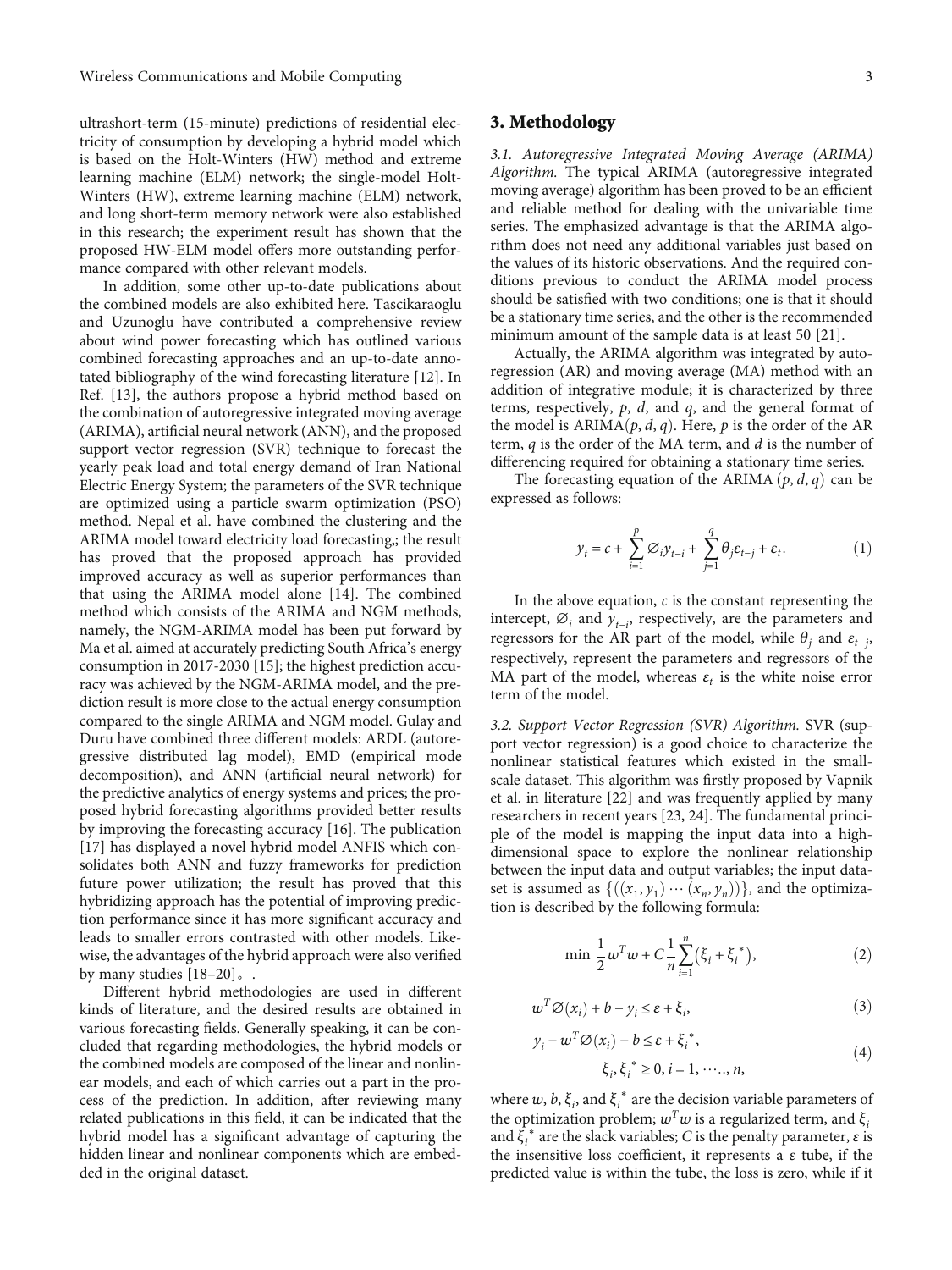ultrashort-term (15-minute) predictions of residential electricity of consumption by developing a hybrid model which is based on the Holt-Winters (HW) method and extreme learning machine (ELM) network; the single-model Holt-Winters (HW), extreme learning machine (ELM) network, and long short-term memory network were also established in this research; the experiment result has shown that the proposed HW-ELM model offers more outstanding performance compared with other relevant models.

In addition, some other up-to-date publications about the combined models are also exhibited here. Tascikaraoglu and Uzunoglu have contributed a comprehensive review about wind power forecasting which has outlined various combined forecasting approaches and an up-to-date annotated bibliography of the wind forecasting literature [12]. In Ref. [13], the authors propose a hybrid method based on the combination of autoregressive integrated moving average (ARIMA), artificial neural network (ANN), and the proposed support vector regression (SVR) technique to forecast the yearly peak load and total energy demand of Iran National Electric Energy System; the parameters of the SVR technique are optimized using a particle swarm optimization (PSO) method. Nepal et al. have combined the clustering and the ARIMA model toward electricity load forecasting,; the result has proved that the proposed approach has provided improved accuracy as well as superior performances than that using the ARIMA model alone [14]. The combined method which consists of the ARIMA and NGM methods, namely, the NGM-ARIMA model has been put forward by Ma et al. aimed at accurately predicting South Africa's energy consumption in 2017-2030 [15]; the highest prediction accuracy was achieved by the NGM-ARIMA model, and the prediction result is more close to the actual energy consumption compared to the single ARIMA and NGM model. Gulay and Duru have combined three different models: ARDL (autoregressive distributed lag model), EMD (empirical mode decomposition), and ANN (artificial neural network) for the predictive analytics of energy systems and prices; the proposed hybrid forecasting algorithms provided better results by improving the forecasting accuracy [16]. The publication [17] has displayed a novel hybrid model ANFIS which consolidates both ANN and fuzzy frameworks for prediction future power utilization; the result has proved that this hybridizing approach has the potential of improving prediction performance since it has more significant accuracy and leads to smaller errors contrasted with other models. Likewise, the advantages of the hybrid approach were also verified by many studies [18–20]。.

Different hybrid methodologies are used in different kinds of literature, and the desired results are obtained in various forecasting fields. Generally speaking, it can be concluded that regarding methodologies, the hybrid models or the combined models are composed of the linear and nonlinear models, and each of which carries out a part in the process of the prediction. In addition, after reviewing many related publications in this field, it can be indicated that the hybrid model has a significant advantage of capturing the hidden linear and nonlinear components which are embedded in the original dataset.

## 3. Methodology

*3.1. Autoregressive Integrated Moving Average (ARIMA) Algorithm.* The typical ARIMA (autoregressive integrated moving average) algorithm has been proved to be an efficient and reliable method for dealing with the univariable time series. The emphasized advantage is that the ARIMA algorithm does not need any additional variables just based on the values of its historic observations. And the required conditions previous to conduct the ARIMA model process should be satisfied with two conditions; one is that it should be a stationary time series, and the other is the recommended minimum amount of the sample data is at least 50 [21].

Actually, the ARIMA algorithm was integrated by autoregression (AR) and moving average (MA) method with an addition of integrative module; it is characterized by three terms, respectively, $p$, $d$, and $q$, and the general format of the model is ARIMA$(p, d, q)$. Here, $p$ is the order of the AR term, $q$ is the order of the MA term, and $d$ is the number of differencing required for obtaining a stationary time series.

The forecasting equation of the ARIMA $(p, d, q)$ can be expressed as follows:

$$y_t = c + \sum_{i=1}^{p} \varnothing_i y_{t-i} + \sum_{j=1}^{q} \theta_j \varepsilon_{t-j} + \varepsilon_t. \quad (1)$$

In the above equation, $c$ is the constant representing the intercept, $\varnothing_i$ and $y_{t-i}$, respectively, are the parameters and regressors for the AR part of the model, while $\theta_j$ and $\varepsilon_{t-j}$, respectively, represent the parameters and regressors of the MA part of the model, whereas $\varepsilon_t$ is the white noise error term of the model.

*3.2. Support Vector Regression (SVR) Algorithm.* SVR (support vector regression) is a good choice to characterize the nonlinear statistical features which existed in the small-scale dataset. This algorithm was firstly proposed by Vapnik et al. in literature [22] and was frequently applied by many researchers in recent years [23, 24]. The fundamental principle of the model is mapping the input data into a high-dimensional space to explore the nonlinear relationship between the input data and output variables; the input dataset is assumed as $\{((x_1, y_1) \cdots (x_n, y_n))\}$, and the optimization is described by the following formula:

$$\min \frac{1}{2} w^T w + C \frac{1}{n} \sum_{i=1}^{n} \left( \xi_i + \xi_i^{*} \right), \quad (2)$$

$$w^T \varnothing(x_i) + b - y_i \leq \varepsilon + \xi_i, \quad (3)$$

$$y_i - w^T \varnothing(x_i) - b \leq \varepsilon + \xi_i^{*}, \quad \xi_i, \xi_i^{*} \geq 0, i = 1, \cdots, n, \quad (4)$$

where $w$, $b$, $\xi_i$, and $\xi_i^{*}$ are the decision variable parameters of the optimization problem; $w^T w$ is a regularized term, and $\xi_i$ and $\xi_i^{*}$ are the slack variables; $C$ is the penalty parameter, $\varepsilon$ is the insensitive loss coefficient, it represents a $\varepsilon$ tube, if the predicted value is within the tube, the loss is zero, while if it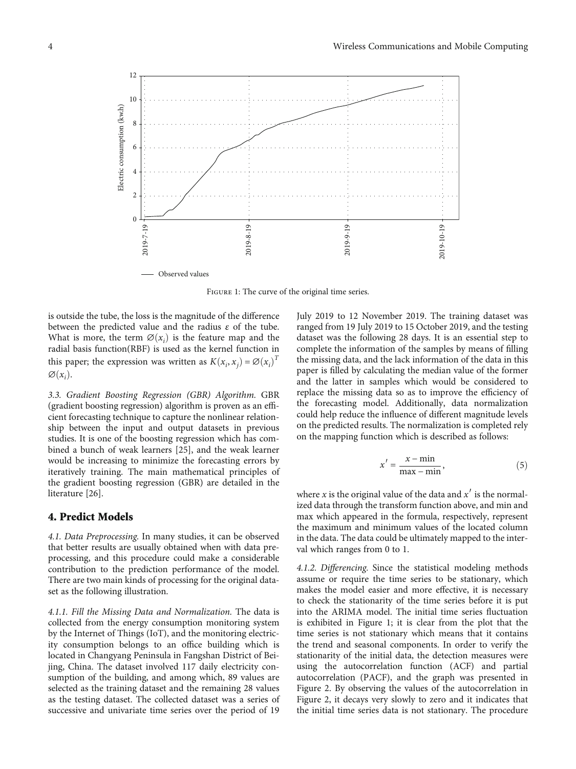FIGURE 1: The curve of the original time series.

is outside the tube, the loss is the magnitude of the difference between the predicted value and the radius $\varepsilon$ of the tube. What is more, the term $\varnothing(x_i)$ is the feature map and the radial basis function(RBF) is used as the kernel function in this paper; the expression was written as $K(x_i, x_j) = \varnothing(x_i)^T \varnothing(x_i)$.

*3.3. Gradient Boosting Regression (GBR) Algorithm.* GBR (gradient boosting regression) algorithm is proven as an efficient forecasting technique to capture the nonlinear relationship between the input and output datasets in previous studies. It is one of the boosting regression which has combined a bunch of weak learners [25], and the weak learner would be increasing to minimize the forecasting errors by iteratively training. The main mathematical principles of the gradient boosting regression (GBR) are detailed in the literature [26].

## 4. Predict Models

*4.1. Data Preprocessing.* In many studies, it can be observed that better results are usually obtained when with data preprocessing, and this procedure could make a considerable contribution to the prediction performance of the model. There are two main kinds of processing for the original dataset as the following illustration.

*4.1.1. Fill the Missing Data and Normalization.* The data is collected from the energy consumption monitoring system by the Internet of Things (IoT), and the monitoring electricity consumption belongs to an office building which is located in Changyang Peninsula in Fangshan District of Beijing, China. The dataset involved 117 daily electricity consumption of the building, and among which, 89 values are selected as the training dataset and the remaining 28 values as the testing dataset. The collected dataset was a series of successive and univariate time series over the period of 19 July 2019 to 12 November 2019. The training dataset was ranged from 19 July 2019 to 15 October 2019, and the testing dataset was the following 28 days. It is an essential step to complete the information of the samples by means of filling the missing data, and the lack information of the data in this paper is filled by calculating the median value of the former and the latter in samples which would be considered to replace the missing data so as to improve the efficiency of the forecasting model. Additionally, data normalization could help reduce the influence of different magnitude levels on the predicted results. The normalization is completed rely on the mapping function which is described as follows:

$$x' = \frac{x - \min}{\max - \min}, \tag{5}$$

where $x$ is the original value of the data and $x'$ is the normalized data through the transform function above, and min and max which appeared in the formula, respectively, represent the maximum and minimum values of the located column in the data. The data could be ultimately mapped to the interval which ranges from 0 to 1.

*4.1.2. Differencing.* Since the statistical modeling methods assume or require the time series to be stationary, which makes the model easier and more effective, it is necessary to check the stationarity of the time series before it is put into the ARIMA model. The initial time series fluctuation is exhibited in Figure 1; it is clear from the plot that the time series is not stationary which means that it contains the trend and seasonal components. In order to verify the stationarity of the initial data, the detection measures were using the autocorrelation function (ACF) and partial autocorrelation (PACF), and the graph was presented in Figure 2. By observing the values of the autocorrelation in Figure 2, it decays very slowly to zero and it indicates that the initial time series data is not stationary. The procedure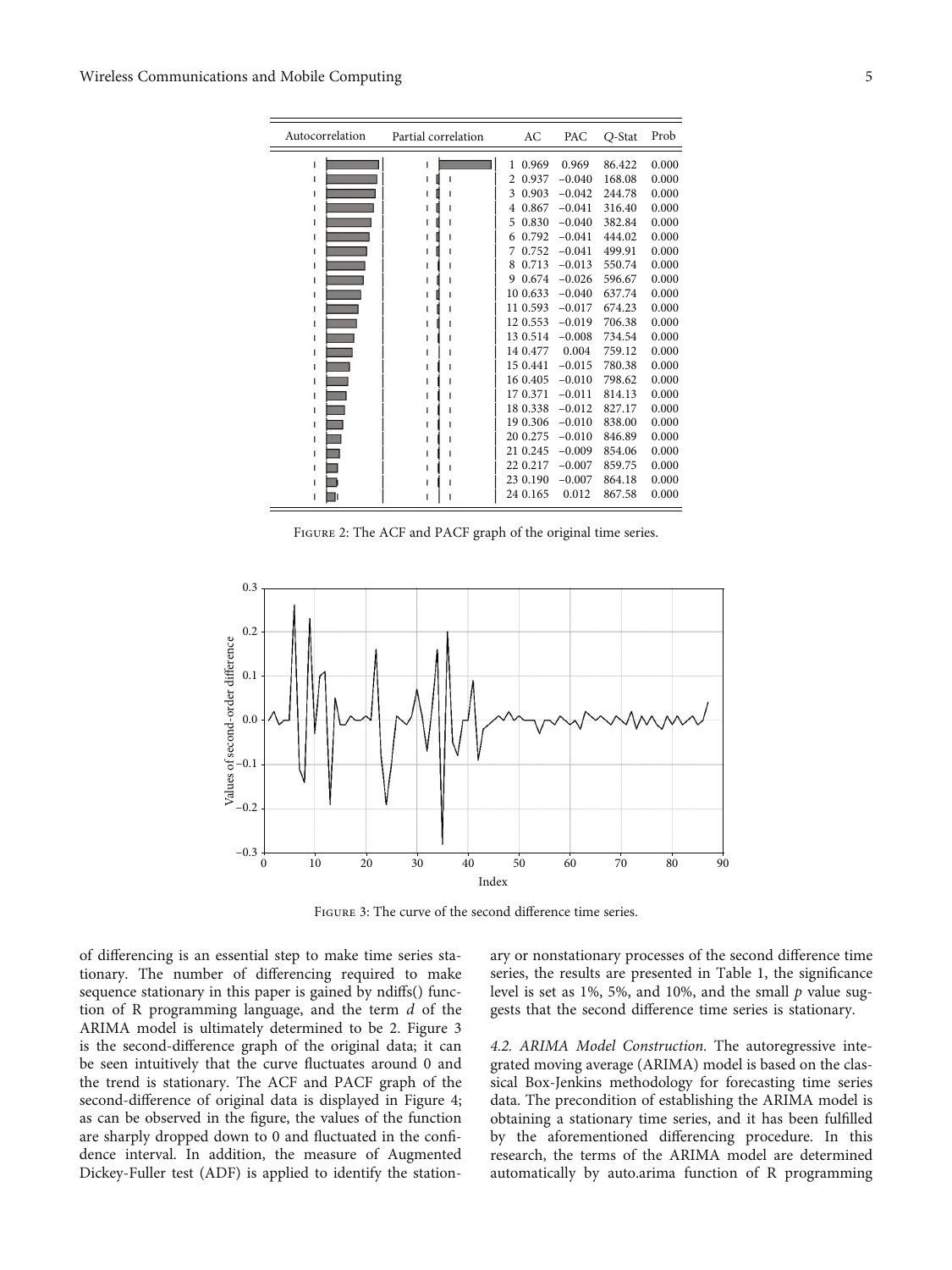| Autocorrelation | Partial correlation | | AC | PAC | Q-Stat | Prob |
|---|---|---|---|---|---|---|
| | | 1 | 0.969 | 0.969 | 86.422 | 0.000 |
| | | 2 | 0.937 | −0.040 | 168.08 | 0.000 |
| | | 3 | 0.903 | −0.042 | 244.78 | 0.000 |
| | | 4 | 0.867 | −0.041 | 316.40 | 0.000 |
| | | 5 | 0.830 | −0.040 | 382.84 | 0.000 |
| | | 6 | 0.792 | −0.041 | 444.02 | 0.000 |
| | | 7 | 0.752 | −0.041 | 499.91 | 0.000 |
| | | 8 | 0.713 | −0.013 | 550.74 | 0.000 |
| | | 9 | 0.674 | −0.026 | 596.67 | 0.000 |
| | | 10 | 0.633 | −0.040 | 637.74 | 0.000 |
| | | 11 | 0.593 | −0.017 | 674.23 | 0.000 |
| | | 12 | 0.553 | −0.019 | 706.38 | 0.000 |
| | | 13 | 0.514 | −0.008 | 734.54 | 0.000 |
| | | 14 | 0.477 | 0.004 | 759.12 | 0.000 |
| | | 15 | 0.441 | −0.015 | 780.38 | 0.000 |
| | | 16 | 0.405 | −0.010 | 798.62 | 0.000 |
| | | 17 | 0.371 | −0.011 | 814.13 | 0.000 |
| | | 18 | 0.338 | −0.012 | 827.17 | 0.000 |
| | | 19 | 0.306 | −0.010 | 838.00 | 0.000 |
| | | 20 | 0.275 | −0.010 | 846.89 | 0.000 |
| | | 21 | 0.245 | −0.009 | 854.06 | 0.000 |
| | | 22 | 0.217 | −0.007 | 859.75 | 0.000 |
| | | 23 | 0.190 | −0.007 | 864.18 | 0.000 |
| | | 24 | 0.165 | 0.012 | 867.58 | 0.000 |

Figure 2: The ACF and PACF graph of the original time series.

Figure 3: The curve of the second difference time series.

of differencing is an essential step to make time series stationary. The number of differencing required to make sequence stationary in this paper is gained by ndiffs() function of R programming language, and the term $d$ of the ARIMA model is ultimately determined to be 2. Figure 3 is the second-difference graph of the original data; it can be seen intuitively that the curve fluctuates around 0 and the trend is stationary. The ACF and PACF graph of the second-difference of original data is displayed in Figure 4; as can be observed in the figure, the values of the function are sharply dropped down to 0 and fluctuated in the confidence interval. In addition, the measure of Augmented Dickey-Fuller test (ADF) is applied to identify the stationary or nonstationary processes of the second difference time series, the results are presented in Table 1, the significance level is set as 1%, 5%, and 10%, and the small $p$ value suggests that the second difference time series is stationary.

*4.2. ARIMA Model Construction.* The autoregressive integrated moving average (ARIMA) model is based on the classical Box-Jenkins methodology for forecasting time series data. The precondition of establishing the ARIMA model is obtaining a stationary time series, and it has been fulfilled by the aforementioned differencing procedure. In this research, the terms of the ARIMA model are determined automatically by auto.arima function of R programming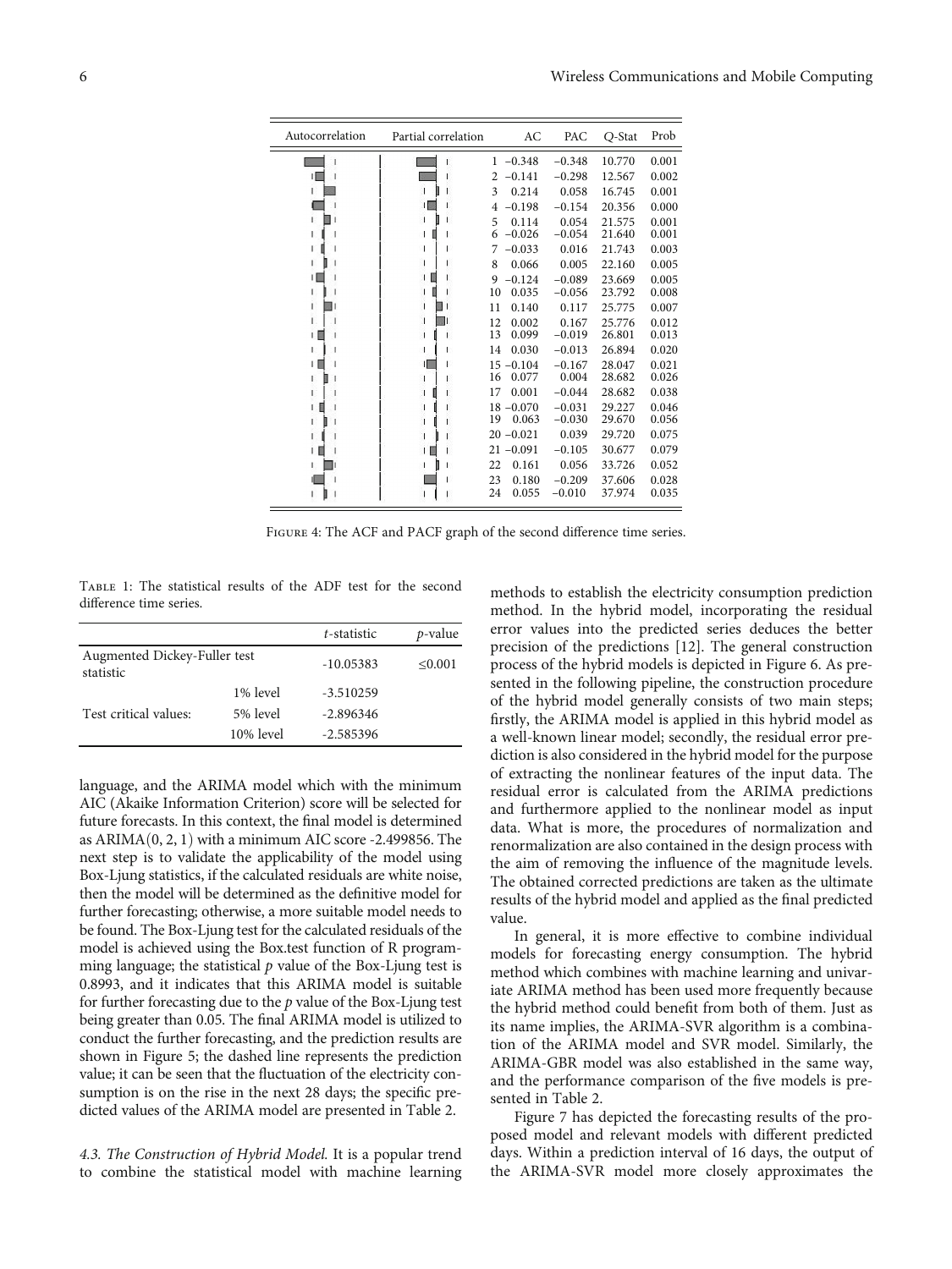| Autocorrelation | Partial correlation | | AC | PAC | Q-Stat | Prob |
|---|---|---|---|---|---|---|
| | | 1 | −0.348 | −0.348 | 10.770 | 0.001 |
| | | 2 | −0.141 | −0.298 | 12.567 | 0.002 |
| | | 3 | 0.214 | 0.058 | 16.745 | 0.001 |
| | | 4 | −0.198 | −0.154 | 20.356 | 0.000 |
| | | 5 | 0.114 | 0.054 | 21.575 | 0.001 |
| | | 6 | −0.026 | −0.054 | 21.640 | 0.001 |
| | | 7 | −0.033 | 0.016 | 21.743 | 0.003 |
| | | 8 | 0.066 | 0.005 | 22.160 | 0.005 |
| | | 9 | −0.124 | −0.089 | 23.669 | 0.005 |
| | | 10 | 0.035 | −0.056 | 23.792 | 0.008 |
| | | 11 | 0.140 | 0.117 | 25.775 | 0.007 |
| | | 12 | 0.002 | 0.167 | 25.776 | 0.012 |
| | | 13 | 0.099 | −0.019 | 26.801 | 0.013 |
| | | 14 | 0.030 | −0.013 | 26.894 | 0.020 |
| | | 15 | −0.104 | −0.167 | 28.047 | 0.021 |
| | | 16 | 0.077 | 0.004 | 28.682 | 0.026 |
| | | 17 | 0.001 | −0.044 | 28.682 | 0.038 |
| | | 18 | −0.070 | −0.031 | 29.227 | 0.046 |
| | | 19 | 0.063 | −0.030 | 29.670 | 0.056 |
| | | 20 | −0.021 | 0.039 | 29.720 | 0.075 |
| | | 21 | −0.091 | −0.105 | 30.677 | 0.079 |
| | | 22 | 0.161 | 0.056 | 33.726 | 0.052 |
| | | 23 | 0.180 | −0.209 | 37.606 | 0.028 |
| | | 24 | 0.055 | −0.010 | 37.974 | 0.035 |

Figure 4: The ACF and PACF graph of the second difference time series.

Table 1: The statistical results of the ADF test for the second difference time series.

| | | $t$-statistic | $p$-value |
|---|---|---|---|
| Augmented Dickey-Fuller test statistic | | -10.05383 | ≤0.001 |
| Test critical values: | 1% level | -3.510259 | |
| | 5% level | -2.896346 | |
| | 10% level | -2.585396 | |

language, and the ARIMA model which with the minimum AIC (Akaike Information Criterion) score will be selected for future forecasts. In this context, the final model is determined as ARIMA$(0, 2, 1)$ with a minimum AIC score -2.499856. The next step is to validate the applicability of the model using Box-Ljung statistics, if the calculated residuals are white noise, then the model will be determined as the definitive model for further forecasting; otherwise, a more suitable model needs to be found. The Box-Ljung test for the calculated residuals of the model is achieved using the Box.test function of R programming language; the statistical $p$ value of the Box-Ljung test is 0.8993, and it indicates that this ARIMA model is suitable for further forecasting due to the $p$ value of the Box-Ljung test being greater than 0.05. The final ARIMA model is utilized to conduct the further forecasting, and the prediction results are shown in Figure 5; the dashed line represents the prediction value; it can be seen that the fluctuation of the electricity consumption is on the rise in the next 28 days; the specific predicted values of the ARIMA model are presented in Table 2.

*4.3. The Construction of Hybrid Model.* It is a popular trend to combine the statistical model with machine learning methods to establish the electricity consumption prediction method. In the hybrid model, incorporating the residual error values into the predicted series deduces the better precision of the predictions [12]. The general construction process of the hybrid models is depicted in Figure 6. As presented in the following pipeline, the construction procedure of the hybrid model generally consists of two main steps; firstly, the ARIMA model is applied in this hybrid model as a well-known linear model; secondly, the residual error prediction is also considered in the hybrid model for the purpose of extracting the nonlinear features of the input data. The residual error is calculated from the ARIMA predictions and furthermore applied to the nonlinear model as input data. What is more, the procedures of normalization and renormalization are also contained in the design process with the aim of removing the influence of the magnitude levels. The obtained corrected predictions are taken as the ultimate results of the hybrid model and applied as the final predicted value.

In general, it is more effective to combine individual models for forecasting energy consumption. The hybrid method which combines with machine learning and univariate ARIMA method has been used more frequently because the hybrid method could benefit from both of them. Just as its name implies, the ARIMA-SVR algorithm is a combination of the ARIMA model and SVR model. Similarly, the ARIMA-GBR model was also established in the same way, and the performance comparison of the five models is presented in Table 2.

Figure 7 has depicted the forecasting results of the proposed model and relevant models with different predicted days. Within a prediction interval of 16 days, the output of the ARIMA-SVR model more closely approximates the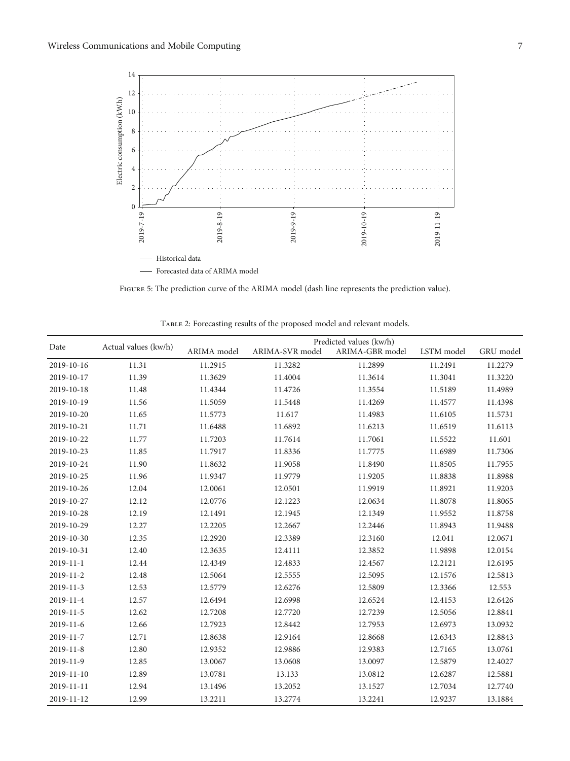Figure 5: The prediction curve of the ARIMA model (dash line represents the prediction value).

Table 2: Forecasting results of the proposed model and relevant models.

| Date | Actual values (kw/h) | Predicted values (kw/h) | | | | |
|---|---|---|---|---|---|---|
| | | ARIMA model | ARIMA-SVR model | ARIMA-GBR model | LSTM model | GRU model |
| 2019-10-16 | 11.31 | 11.2915 | 11.3282 | 11.2899 | 11.2491 | 11.2279 |
| 2019-10-17 | 11.39 | 11.3629 | 11.4004 | 11.3614 | 11.3041 | 11.3220 |
| 2019-10-18 | 11.48 | 11.4344 | 11.4726 | 11.3554 | 11.5189 | 11.4989 |
| 2019-10-19 | 11.56 | 11.5059 | 11.5448 | 11.4269 | 11.4577 | 11.4398 |
| 2019-10-20 | 11.65 | 11.5773 | 11.617 | 11.4983 | 11.6105 | 11.5731 |
| 2019-10-21 | 11.71 | 11.6488 | 11.6892 | 11.6213 | 11.6519 | 11.6113 |
| 2019-10-22 | 11.77 | 11.7203 | 11.7614 | 11.7061 | 11.5522 | 11.601 |
| 2019-10-23 | 11.85 | 11.7917 | 11.8336 | 11.7775 | 11.6989 | 11.7306 |
| 2019-10-24 | 11.90 | 11.8632 | 11.9058 | 11.8490 | 11.8505 | 11.7955 |
| 2019-10-25 | 11.96 | 11.9347 | 11.9779 | 11.9205 | 11.8838 | 11.8988 |
| 2019-10-26 | 12.04 | 12.0061 | 12.0501 | 11.9919 | 11.8921 | 11.9203 |
| 2019-10-27 | 12.12 | 12.0776 | 12.1223 | 12.0634 | 11.8078 | 11.8065 |
| 2019-10-28 | 12.19 | 12.1491 | 12.1945 | 12.1349 | 11.9552 | 11.8758 |
| 2019-10-29 | 12.27 | 12.2205 | 12.2667 | 12.2446 | 11.8943 | 11.9488 |
| 2019-10-30 | 12.35 | 12.2920 | 12.3389 | 12.3160 | 12.041 | 12.0671 |
| 2019-10-31 | 12.40 | 12.3635 | 12.4111 | 12.3852 | 11.9898 | 12.0154 |
| 2019-11-1 | 12.44 | 12.4349 | 12.4833 | 12.4567 | 12.2121 | 12.6195 |
| 2019-11-2 | 12.48 | 12.5064 | 12.5555 | 12.5095 | 12.1576 | 12.5813 |
| 2019-11-3 | 12.53 | 12.5779 | 12.6276 | 12.5809 | 12.3366 | 12.553 |
| 2019-11-4 | 12.57 | 12.6494 | 12.6998 | 12.6524 | 12.4153 | 12.6426 |
| 2019-11-5 | 12.62 | 12.7208 | 12.7720 | 12.7239 | 12.5056 | 12.8841 |
| 2019-11-6 | 12.66 | 12.7923 | 12.8442 | 12.7953 | 12.6973 | 13.0932 |
| 2019-11-7 | 12.71 | 12.8638 | 12.9164 | 12.8668 | 12.6343 | 12.8843 |
| 2019-11-8 | 12.80 | 12.9352 | 12.9886 | 12.9383 | 12.7165 | 13.0761 |
| 2019-11-9 | 12.85 | 13.0067 | 13.0608 | 13.0097 | 12.5879 | 12.4027 |
| 2019-11-10 | 12.89 | 13.0781 | 13.133 | 13.0812 | 12.6287 | 12.5881 |
| 2019-11-11 | 12.94 | 13.1496 | 13.2052 | 13.1527 | 12.7034 | 12.7740 |
| 2019-11-12 | 12.99 | 13.2211 | 13.2774 | 13.2241 | 12.9237 | 13.1884 |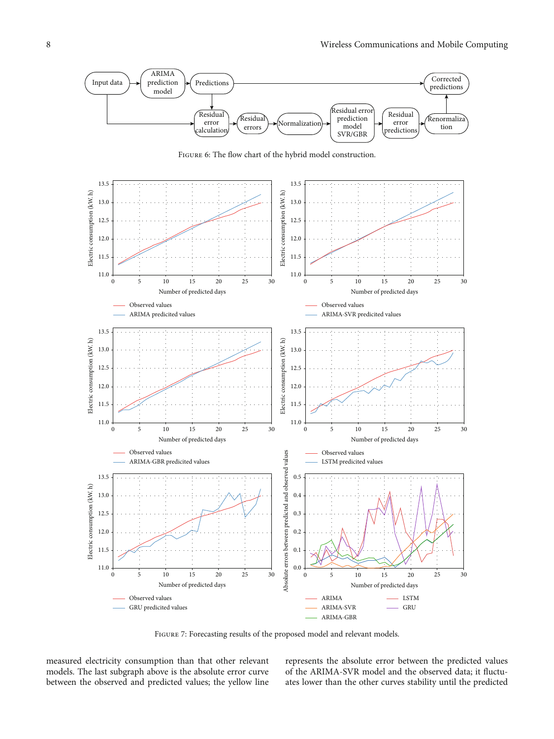FIGURE 6: The flow chart of the hybrid model construction.

FIGURE 7: Forecasting results of the proposed model and relevant models.

measured electricity consumption than that other relevant models. The last subgraph above is the absolute error curve between the observed and predicted values; the yellow line represents the absolute error between the predicted values of the ARIMA-SVR model and the observed data; it fluctuates lower than the other curves stability until the predicted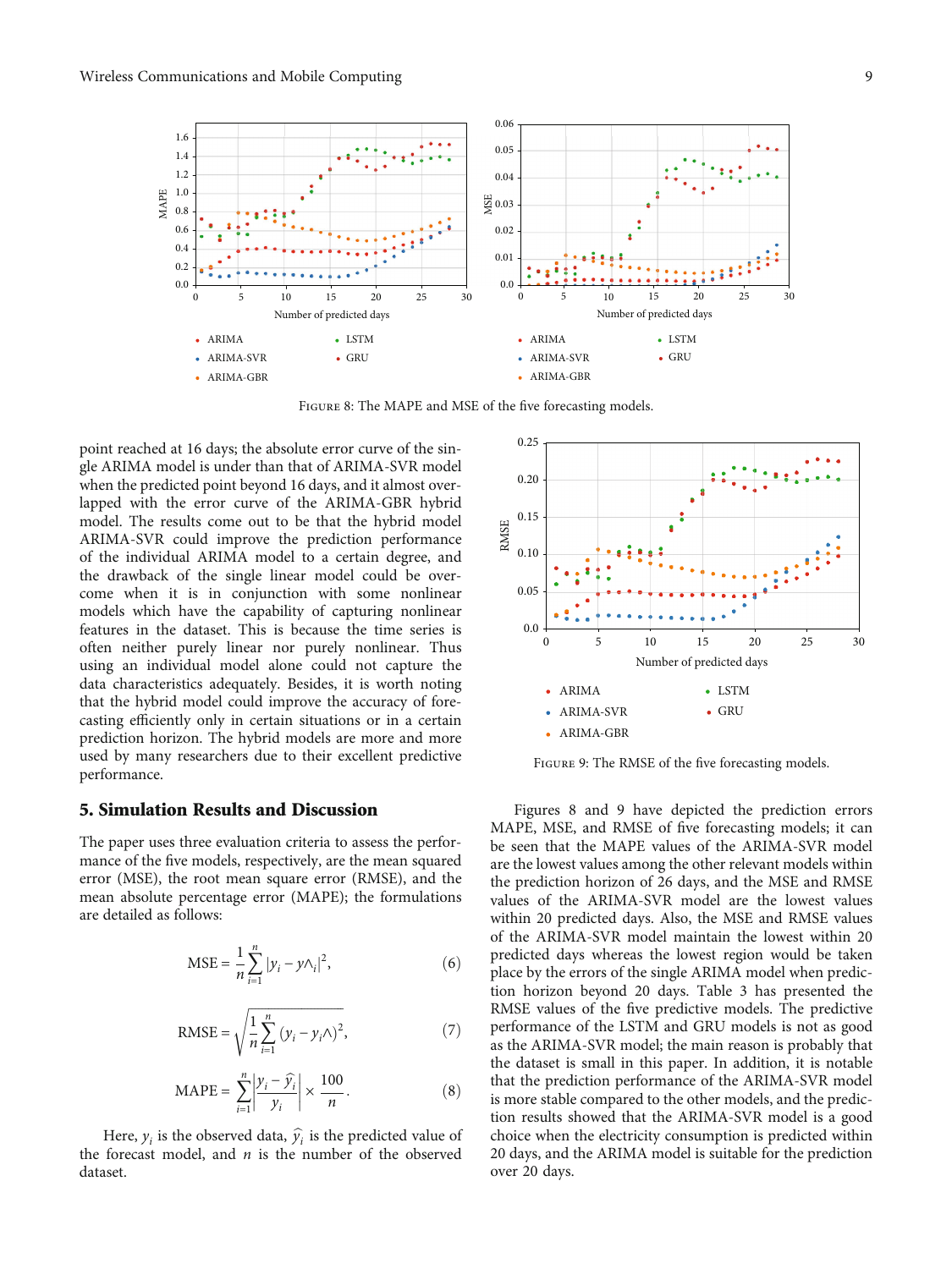FIGURE 8: The MAPE and MSE of the five forecasting models.

point reached at 16 days; the absolute error curve of the single ARIMA model is under than that of ARIMA-SVR model when the predicted point beyond 16 days, and it almost overlapped with the error curve of the ARIMA-GBR hybrid model. The results come out to be that the hybrid model ARIMA-SVR could improve the prediction performance of the individual ARIMA model to a certain degree, and the drawback of the single linear model could be overcome when it is in conjunction with some nonlinear models which have the capability of capturing nonlinear features in the dataset. This is because the time series is often neither purely linear nor purely nonlinear. Thus using an individual model alone could not capture the data characteristics adequately. Besides, it is worth noting that the hybrid model could improve the accuracy of forecasting efficiently only in certain situations or in a certain prediction horizon. The hybrid models are more and more used by many researchers due to their excellent predictive performance.

## 5. Simulation Results and Discussion

The paper uses three evaluation criteria to assess the performance of the five models, respectively, are the mean squared error (MSE), the root mean square error (RMSE), and the mean absolute percentage error (MAPE); the formulations are detailed as follows:

$$\text{MSE} = \frac{1}{n}\sum_{i=1}^{n}\left|y_i - y\wedge_i\right|^2, \tag{6}$$

$$\text{RMSE} = \sqrt{\frac{1}{n}\sum_{i=1}^{n}\left(y_i - y_i\wedge\right)^2}, \tag{7}$$

$$\text{MAPE} = \sum_{i=1}^{n}\left|\frac{y_i - \hat{y}_i}{y_i}\right| \times \frac{100}{n}. \tag{8}$$

Here, $y_i$ is the observed data, $\hat{y}_i$ is the predicted value of the forecast model, and $n$ is the number of the observed dataset.

FIGURE 9: The RMSE of the five forecasting models.

Figures 8 and 9 have depicted the prediction errors MAPE, MSE, and RMSE of five forecasting models; it can be seen that the MAPE values of the ARIMA-SVR model are the lowest values among the other relevant models within the prediction horizon of 26 days, and the MSE and RMSE values of the ARIMA-SVR model are the lowest values within 20 predicted days. Also, the MSE and RMSE values of the ARIMA-SVR model maintain the lowest within 20 predicted days whereas the lowest region would be taken place by the errors of the single ARIMA model when prediction horizon beyond 20 days. Table 3 has presented the RMSE values of the five predictive models. The predictive performance of the LSTM and GRU models is not as good as the ARIMA-SVR model; the main reason is probably that the dataset is small in this paper. In addition, it is notable that the prediction performance of the ARIMA-SVR model is more stable compared to the other models, and the prediction results showed that the ARIMA-SVR model is a good choice when the electricity consumption is predicted within 20 days, and the ARIMA model is suitable for the prediction over 20 days.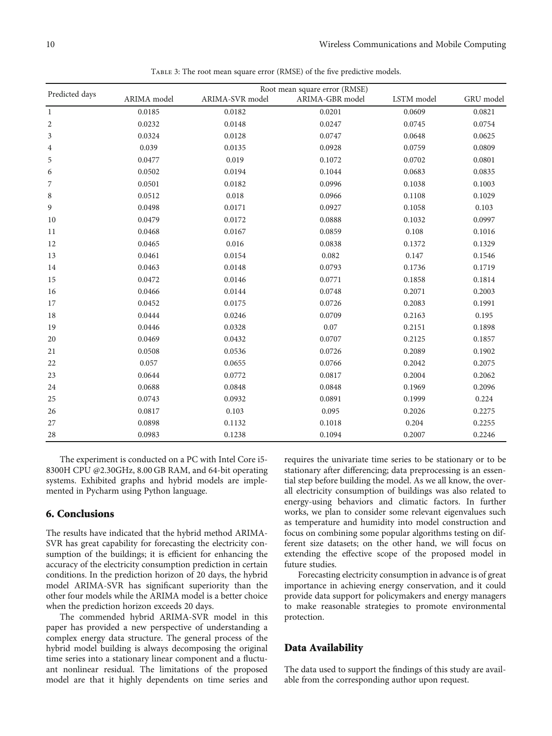Table 3: The root mean square error (RMSE) of the five predictive models.

| Predicted days | Root mean square error (RMSE) | | | | |
|---|---|---|---|---|---|
| | ARIMA model | ARIMA-SVR model | ARIMA-GBR model | LSTM model | GRU model |
| 1 | 0.0185 | 0.0182 | 0.0201 | 0.0609 | 0.0821 |
| 2 | 0.0232 | 0.0148 | 0.0247 | 0.0745 | 0.0754 |
| 3 | 0.0324 | 0.0128 | 0.0747 | 0.0648 | 0.0625 |
| 4 | 0.039 | 0.0135 | 0.0928 | 0.0759 | 0.0809 |
| 5 | 0.0477 | 0.019 | 0.1072 | 0.0702 | 0.0801 |
| 6 | 0.0502 | 0.0194 | 0.1044 | 0.0683 | 0.0835 |
| 7 | 0.0501 | 0.0182 | 0.0996 | 0.1038 | 0.1003 |
| 8 | 0.0512 | 0.018 | 0.0966 | 0.1108 | 0.1029 |
| 9 | 0.0498 | 0.0171 | 0.0927 | 0.1058 | 0.103 |
| 10 | 0.0479 | 0.0172 | 0.0888 | 0.1032 | 0.0997 |
| 11 | 0.0468 | 0.0167 | 0.0859 | 0.108 | 0.1016 |
| 12 | 0.0465 | 0.016 | 0.0838 | 0.1372 | 0.1329 |
| 13 | 0.0461 | 0.0154 | 0.082 | 0.147 | 0.1546 |
| 14 | 0.0463 | 0.0148 | 0.0793 | 0.1736 | 0.1719 |
| 15 | 0.0472 | 0.0146 | 0.0771 | 0.1858 | 0.1814 |
| 16 | 0.0466 | 0.0144 | 0.0748 | 0.2071 | 0.2003 |
| 17 | 0.0452 | 0.0175 | 0.0726 | 0.2083 | 0.1991 |
| 18 | 0.0444 | 0.0246 | 0.0709 | 0.2163 | 0.195 |
| 19 | 0.0446 | 0.0328 | 0.07 | 0.2151 | 0.1898 |
| 20 | 0.0469 | 0.0432 | 0.0707 | 0.2125 | 0.1857 |
| 21 | 0.0508 | 0.0536 | 0.0726 | 0.2089 | 0.1902 |
| 22 | 0.057 | 0.0655 | 0.0766 | 0.2042 | 0.2075 |
| 23 | 0.0644 | 0.0772 | 0.0817 | 0.2004 | 0.2062 |
| 24 | 0.0688 | 0.0848 | 0.0848 | 0.1969 | 0.2096 |
| 25 | 0.0743 | 0.0932 | 0.0891 | 0.1999 | 0.224 |
| 26 | 0.0817 | 0.103 | 0.095 | 0.2026 | 0.2275 |
| 27 | 0.0898 | 0.1132 | 0.1018 | 0.204 | 0.2255 |
| 28 | 0.0983 | 0.1238 | 0.1094 | 0.2007 | 0.2246 |

The experiment is conducted on a PC with Intel Core i5-8300H CPU @2.30GHz, 8.00 GB RAM, and 64-bit operating systems. Exhibited graphs and hybrid models are implemented in Pycharm using Python language.

## 6. Conclusions

The results have indicated that the hybrid method ARIMA-SVR has great capability for forecasting the electricity consumption of the buildings; it is efficient for enhancing the accuracy of the electricity consumption prediction in certain conditions. In the prediction horizon of 20 days, the hybrid model ARIMA-SVR has significant superiority than the other four models while the ARIMA model is a better choice when the prediction horizon exceeds 20 days.

The commended hybrid ARIMA-SVR model in this paper has provided a new perspective of understanding a complex energy data structure. The general process of the hybrid model building is always decomposing the original time series into a stationary linear component and a fluctuant nonlinear residual. The limitations of the proposed model are that it highly dependents on time series and requires the univariate time series to be stationary or to be stationary after differencing; data preprocessing is an essential step before building the model. As we all know, the overall electricity consumption of buildings was also related to energy-using behaviors and climatic factors. In further works, we plan to consider some relevant eigenvalues such as temperature and humidity into model construction and focus on combining some popular algorithms testing on different size datasets; on the other hand, we will focus on extending the effective scope of the proposed model in future studies.

Forecasting electricity consumption in advance is of great importance in achieving energy conservation, and it could provide data support for policymakers and energy managers to make reasonable strategies to promote environmental protection.

## Data Availability

The data used to support the findings of this study are available from the corresponding author upon request.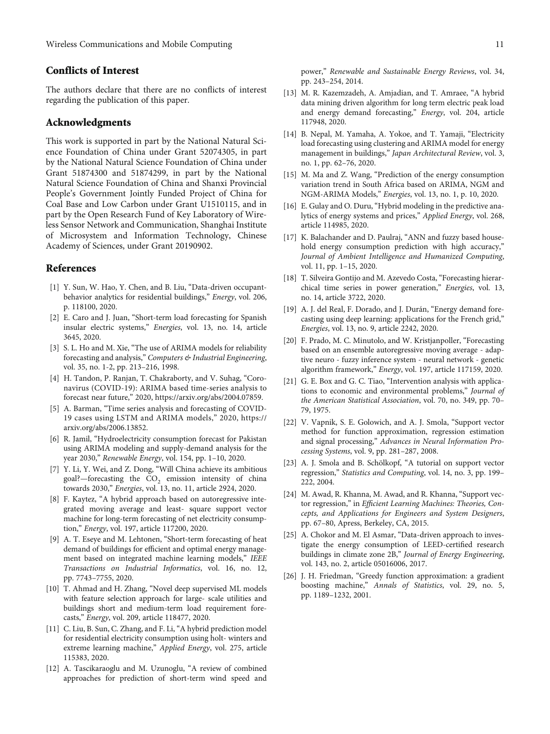## Conflicts of Interest

The authors declare that there are no conflicts of interest regarding the publication of this paper.

## Acknowledgments

This work is supported in part by the National Natural Science Foundation of China under Grant 52074305, in part by the National Natural Science Foundation of China under Grant 51874300 and 51874299, in part by the National Natural Science Foundation of China and Shanxi Provincial People's Government Jointly Funded Project of China for Coal Base and Low Carbon under Grant U1510115, and in part by the Open Research Fund of Key Laboratory of Wireless Sensor Network and Communication, Shanghai Institute of Microsystem and Information Technology, Chinese Academy of Sciences, under Grant 20190902.

## References

[1] Y. Sun, W. Hao, Y. Chen, and B. Liu, "Data-driven occupant-behavior analytics for residential buildings," *Energy*, vol. 206, p. 118100, 2020.

[2] E. Caro and J. Juan, "Short-term load forecasting for Spanish insular electric systems," *Energies*, vol. 13, no. 14, article 3645, 2020.

[3] S. L. Ho and M. Xie, "The use of ARIMA models for reliability forecasting and analysis," *Computers & Industrial Engineering*, vol. 35, no. 1-2, pp. 213–216, 1998.

[4] H. Tandon, P. Ranjan, T. Chakraborty, and V. Suhag, "Coronavirus (COVID-19): ARIMA based time-series analysis to forecast near future," 2020, https://arxiv.org/abs/2004.07859.

[5] A. Barman, "Time series analysis and forecasting of COVID-19 cases using LSTM and ARIMA models," 2020, https://arxiv.org/abs/2006.13852.

[6] R. Jamil, "Hydroelectricity consumption forecast for Pakistan using ARIMA modeling and supply-demand analysis for the year 2030," *Renewable Energy*, vol. 154, pp. 1–10, 2020.

[7] Y. Li, Y. Wei, and Z. Dong, "Will China achieve its ambitious goal?—forecasting the $CO_2$ emission intensity of china towards 2030," *Energies*, vol. 13, no. 11, article 2924, 2020.

[8] F. Kaytez, "A hybrid approach based on autoregressive integrated moving average and least- square support vector machine for long-term forecasting of net electricity consumption," *Energy*, vol. 197, article 117200, 2020.

[9] A. T. Eseye and M. Lehtonen, "Short-term forecasting of heat demand of buildings for efficient and optimal energy management based on integrated machine learning models," *IEEE Transactions on Industrial Informatics*, vol. 16, no. 12, pp. 7743–7755, 2020.

[10] T. Ahmad and H. Zhang, "Novel deep supervised ML models with feature selection approach for large- scale utilities and buildings short and medium-term load requirement forecasts," *Energy*, vol. 209, article 118477, 2020.

[11] C. Liu, B. Sun, C. Zhang, and F. Li, "A hybrid prediction model for residential electricity consumption using holt- winters and extreme learning machine," *Applied Energy*, vol. 275, article 115383, 2020.

[12] A. Tascikaraoglu and M. Uzunoglu, "A review of combined approaches for prediction of short-term wind speed and power," *Renewable and Sustainable Energy Reviews*, vol. 34, pp. 243–254, 2014.

[13] M. R. Kazemzadeh, A. Amjadian, and T. Amraee, "A hybrid data mining driven algorithm for long term electric peak load and energy demand forecasting," *Energy*, vol. 204, article 117948, 2020.

[14] B. Nepal, M. Yamaha, A. Yokoe, and T. Yamaji, "Electricity load forecasting using clustering and ARIMA model for energy management in buildings," *Japan Architectural Review*, vol. 3, no. 1, pp. 62–76, 2020.

[15] M. Ma and Z. Wang, "Prediction of the energy consumption variation trend in South Africa based on ARIMA, NGM and NGM-ARIMA Models," *Energies*, vol. 13, no. 1, p. 10, 2020.

[16] E. Gulay and O. Duru, "Hybrid modeling in the predictive analytics of energy systems and prices," *Applied Energy*, vol. 268, article 114985, 2020.

[17] K. Balachander and D. Paulraj, "ANN and fuzzy based household energy consumption prediction with high accuracy," *Journal of Ambient Intelligence and Humanized Computing*, vol. 11, pp. 1–15, 2020.

[18] T. Silveira Gontijo and M. Azevedo Costa, "Forecasting hierarchical time series in power generation," *Energies*, vol. 13, no. 14, article 3722, 2020.

[19] A. J. del Real, F. Dorado, and J. Durán, "Energy demand forecasting using deep learning: applications for the French grid," *Energies*, vol. 13, no. 9, article 2242, 2020.

[20] F. Prado, M. C. Minutolo, and W. Kristjanpoller, "Forecasting based on an ensemble autoregressive moving average - adaptive neuro - fuzzy inference system - neural network - genetic algorithm framework," *Energy*, vol. 197, article 117159, 2020.

[21] G. E. Box and G. C. Tiao, "Intervention analysis with applications to economic and environmental problems," *Journal of the American Statistical Association*, vol. 70, no. 349, pp. 70–79, 1975.

[22] V. Vapnik, S. E. Golowich, and A. J. Smola, "Support vector method for function approximation, regression estimation and signal processing," *Advances in Neural Information Processing Systems*, vol. 9, pp. 281–287, 2008.

[23] A. J. Smola and B. Schölkopf, "A tutorial on support vector regression," *Statistics and Computing*, vol. 14, no. 3, pp. 199–222, 2004.

[24] M. Awad, R. Khanna, M. Awad, and R. Khanna, "Support vector regression," in *Efficient Learning Machines: Theories, Concepts, and Applications for Engineers and System Designers*, pp. 67–80, Apress, Berkeley, CA, 2015.

[25] A. Chokor and M. El Asmar, "Data-driven approach to investigate the energy consumption of LEED-certified research buildings in climate zone 2B," *Journal of Energy Engineering*, vol. 143, no. 2, article 05016006, 2017.

[26] J. H. Friedman, "Greedy function approximation: a gradient boosting machine," *Annals of Statistics*, vol. 29, no. 5, pp. 1189–1232, 2001.